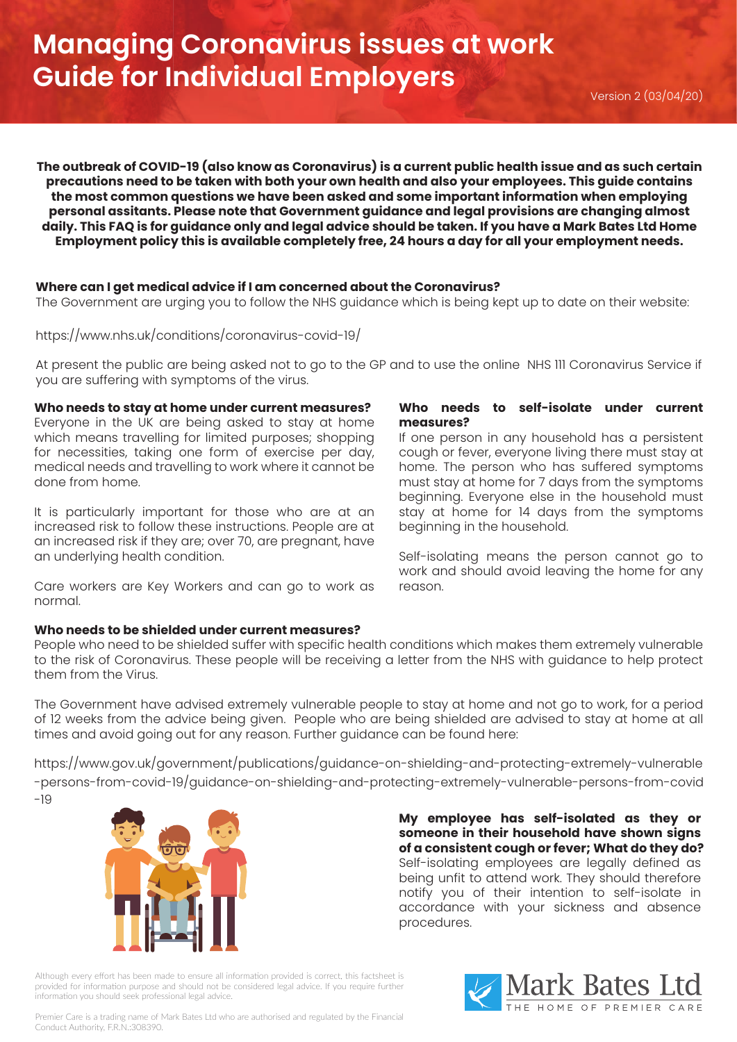# Managing Coronavirus issues at work
# Guide for Individual Employers

Version 2 (03/04/20)

**The outbreak of COVID-19 (also know as Coronavirus) is a current public health issue and as such certain precautions need to be taken with both your own health and also your employees. This guide contains the most common questions we have been asked and some important information when employing personal assitants. Please note that Government guidance and legal provisions are changing almost daily. This FAQ is for guidance only and legal advice should be taken. If you have a Mark Bates Ltd Home Employment policy this is available completely free, 24 hours a day for all your employment needs.**

**Where can I get medical advice if I am concerned about the Coronavirus?**
The Government are urging you to follow the NHS guidance which is being kept up to date on their website:

https://www.nhs.uk/conditions/coronavirus-covid-19/

At present the public are being asked not to go to the GP and to use the online NHS 111 Coronavirus Service if you are suffering with symptoms of the virus.

**Who needs to stay at home under current measures?**
Everyone in the UK are being asked to stay at home which means travelling for limited purposes; shopping for necessities, taking one form of exercise per day, medical needs and travelling to work where it cannot be done from home.

It is particularly important for those who are at an increased risk to follow these instructions. People are at an increased risk if they are; over 70, are pregnant, have an underlying health condition.

Care workers are Key Workers and can go to work as normal.

**Who needs to self-isolate under current measures?**
If one person in any household has a persistent cough or fever, everyone living there must stay at home. The person who has suffered symptoms must stay at home for 7 days from the symptoms beginning. Everyone else in the household must stay at home for 14 days from the symptoms beginning in the household.

Self-isolating means the person cannot go to work and should avoid leaving the home for any reason.

**Who needs to be shielded under current measures?**
People who need to be shielded suffer with specific health conditions which makes them extremely vulnerable to the risk of Coronavirus. These people will be receiving a letter from the NHS with guidance to help protect them from the Virus.

The Government have advised extremely vulnerable people to stay at home and not go to work, for a period of 12 weeks from the advice being given. People who are being shielded are advised to stay at home at all times and avoid going out for any reason. Further guidance can be found here:

https://www.gov.uk/government/publications/guidance-on-shielding-and-protecting-extremely-vulnerable-persons-from-covid-19/guidance-on-shielding-and-protecting-extremely-vulnerable-persons-from-covid-19

**My employee has self-isolated as they or someone in their household have shown signs of a consistent cough or fever; What do they do?**
Self-isolating employees are legally defined as being unfit to attend work. They should therefore notify you of their intention to self-isolate in accordance with your sickness and absence procedures.

Although every effort has been made to ensure all information provided is correct, this factsheet is provided for information purpose and should not be considered legal advice. If you require further information you should seek professional legal advice.

Premier Care is a trading name of Mark Bates Ltd who are authorised and regulated by the Financial Conduct Authority. F.R.N.:308390.

Mark Bates Ltd
THE HOME OF PREMIER CARE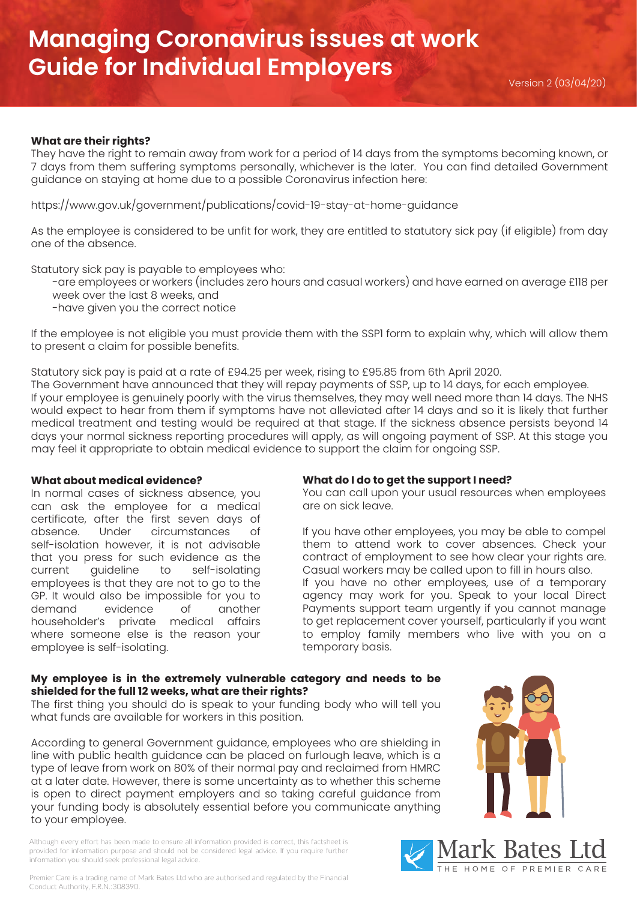# Managing Coronavirus issues at work
# Guide for Individual Employers

Version 2 (03/04/20)

**What are their rights?**

They have the right to remain away from work for a period of 14 days from the symptoms becoming known, or 7 days from them suffering symptoms personally, whichever is the later. You can find detailed Government guidance on staying at home due to a possible Coronavirus infection here:

https://www.gov.uk/government/publications/covid-19-stay-at-home-guidance

As the employee is considered to be unfit for work, they are entitled to statutory sick pay (if eligible) from day one of the absence.

Statutory sick pay is payable to employees who:

- are employees or workers (includes zero hours and casual workers) and have earned on average £118 per week over the last 8 weeks, and
- have given you the correct notice

If the employee is not eligible you must provide them with the SSP1 form to explain why, which will allow them to present a claim for possible benefits.

Statutory sick pay is paid at a rate of £94.25 per week, rising to £95.85 from 6th April 2020.
The Government have announced that they will repay payments of SSP, up to 14 days, for each employee.
If your employee is genuinely poorly with the virus themselves, they may well need more than 14 days. The NHS would expect to hear from them if symptoms have not alleviated after 14 days and so it is likely that further medical treatment and testing would be required at that stage. If the sickness absence persists beyond 14 days your normal sickness reporting procedures will apply, as will ongoing payment of SSP. At this stage you may feel it appropriate to obtain medical evidence to support the claim for ongoing SSP.

**What about medical evidence?**

In normal cases of sickness absence, you can ask the employee for a medical certificate, after the first seven days of absence. Under circumstances of self-isolation however, it is not advisable that you press for such evidence as the current guideline to self-isolating employees is that they are not to go to the GP. It would also be impossible for you to demand evidence of another householder's private medical affairs where someone else is the reason your employee is self-isolating.

**What do I do to get the support I need?**

You can call upon your usual resources when employees are on sick leave.

If you have other employees, you may be able to compel them to attend work to cover absences. Check your contract of employment to see how clear your rights are. Casual workers may be called upon to fill in hours also.
If you have no other employees, use of a temporary agency may work for you. Speak to your local Direct Payments support team urgently if you cannot manage to get replacement cover yourself, particularly if you want to employ family members who live with you on a temporary basis.

**My employee is in the extremely vulnerable category and needs to be shielded for the full 12 weeks, what are their rights?**

The first thing you should do is speak to your funding body who will tell you what funds are available for workers in this position.

According to general Government guidance, employees who are shielding in line with public health guidance can be placed on furlough leave, which is a type of leave from work on 80% of their normal pay and reclaimed from HMRC at a later date. However, there is some uncertainty as to whether this scheme is open to direct payment employers and so taking careful guidance from your funding body is absolutely essential before you communicate anything to your employee.

Although every effort has been made to ensure all information provided is correct, this factsheet is provided for information purpose and should not be considered legal advice. If you require further information you should seek professional legal advice.

Premier Care is a trading name of Mark Bates Ltd who are authorised and regulated by the Financial Conduct Authority. F.R.N.:308390.

Mark Bates Ltd
THE HOME OF PREMIER CARE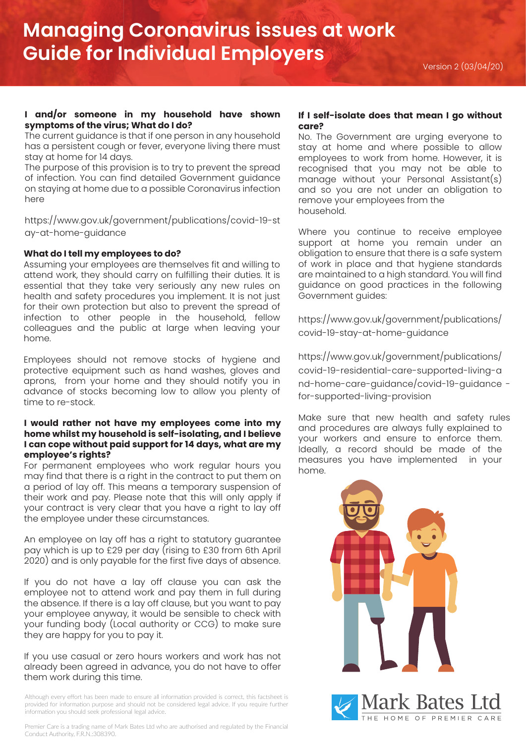# Managing Coronavirus issues at work
# Guide for Individual Employers

Version 2 (03/04/20)

**I and/or someone in my household have shown symptoms of the virus; What do I do?**

The current guidance is that if one person in any household has a persistent cough or fever, everyone living there must stay at home for 14 days.

The purpose of this provision is to try to prevent the spread of infection. You can find detailed Government guidance on staying at home due to a possible Coronavirus infection here

https://www.gov.uk/government/publications/covid-19-stay-at-home-guidance

**What do I tell my employees to do?**

Assuming your employees are themselves fit and willing to attend work, they should carry on fulfilling their duties. It is essential that they take very seriously any new rules on health and safety procedures you implement. It is not just for their own protection but also to prevent the spread of infection to other people in the household, fellow colleagues and the public at large when leaving your home.

Employees should not remove stocks of hygiene and protective equipment such as hand washes, gloves and aprons, from your home and they should notify you in advance of stocks becoming low to allow you plenty of time to re-stock.

**I would rather not have my employees come into my home whilst my household is self-isolating, and I believe I can cope without paid support for 14 days, what are my employee's rights?**

For permanent employees who work regular hours you may find that there is a right in the contract to put them on a period of lay off. This means a temporary suspension of their work and pay. Please note that this will only apply if your contract is very clear that you have a right to lay off the employee under these circumstances.

An employee on lay off has a right to statutory guarantee pay which is up to £29 per day (rising to £30 from 6th April 2020) and is only payable for the first five days of absence.

If you do not have a lay off clause you can ask the employee not to attend work and pay them in full during the absence. If there is a lay off clause, but you want to pay your employee anyway, it would be sensible to check with your funding body (Local authority or CCG) to make sure they are happy for you to pay it.

If you use casual or zero hours workers and work has not already been agreed in advance, you do not have to offer them work during this time.

**If I self-isolate does that mean I go without care?**

No. The Government are urging everyone to stay at home and where possible to allow employees to work from home. However, it is recognised that you may not be able to manage without your Personal Assistant(s) and so you are not under an obligation to remove your employees from the household.

Where you continue to receive employee support at home you remain under an obligation to ensure that there is a safe system of work in place and that hygiene standards are maintained to a high standard. You will find guidance on good practices in the following Government guides:

https://www.gov.uk/government/publications/covid-19-stay-at-home-guidance

https://www.gov.uk/government/publications/covid-19-residential-care-supported-living-and-home-care-guidance/covid-19-guidance-for-supported-living-provision

Make sure that new health and safety rules and procedures are always fully explained to your workers and ensure to enforce them. Ideally, a record should be made of the measures you have implemented in your home.

Although every effort has been made to ensure all information provided is correct, this factsheet is provided for information purpose and should not be considered legal advice. If you require further information you should seek professional legal advice.

Premier Care is a trading name of Mark Bates Ltd who are authorised and regulated by the Financial Conduct Authority. F.R.N.:308390.

Mark Bates Ltd
THE HOME OF PREMIER CARE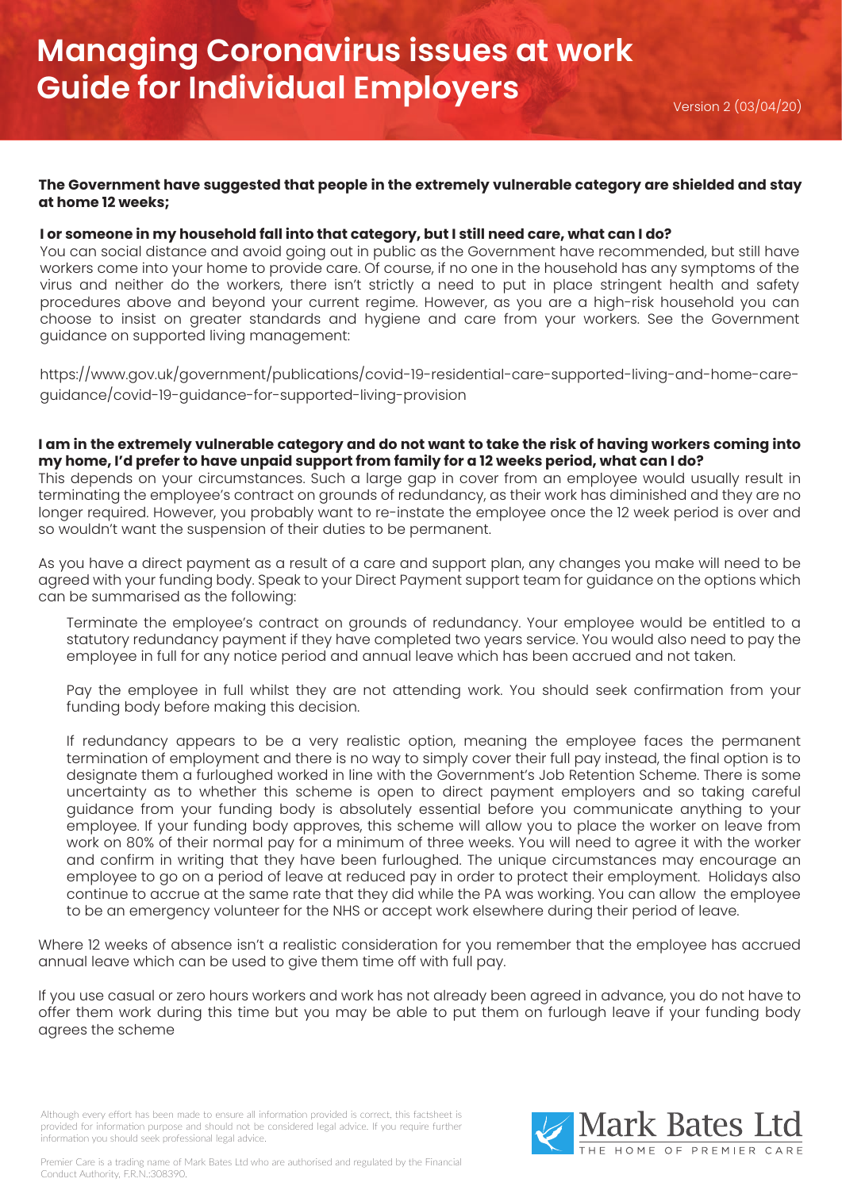# Managing Coronavirus issues at work
# Guide for Individual Employers

Version 2 (03/04/20)

**The Government have suggested that people in the extremely vulnerable category are shielded and stay at home 12 weeks;**

**I or someone in my household fall into that category, but I still need care, what can I do?**

You can social distance and avoid going out in public as the Government have recommended, but still have workers come into your home to provide care. Of course, if no one in the household has any symptoms of the virus and neither do the workers, there isn't strictly a need to put in place stringent health and safety procedures above and beyond your current regime. However, as you are a high-risk household you can choose to insist on greater standards and hygiene and care from your workers. See the Government guidance on supported living management:

https://www.gov.uk/government/publications/covid-19-residential-care-supported-living-and-home-care-guidance/covid-19-guidance-for-supported-living-provision

**I am in the extremely vulnerable category and do not want to take the risk of having workers coming into my home, I'd prefer to have unpaid support from family for a 12 weeks period, what can I do?**

This depends on your circumstances. Such a large gap in cover from an employee would usually result in terminating the employee's contract on grounds of redundancy, as their work has diminished and they are no longer required. However, you probably want to re-instate the employee once the 12 week period is over and so wouldn't want the suspension of their duties to be permanent.

As you have a direct payment as a result of a care and support plan, any changes you make will need to be agreed with your funding body. Speak to your Direct Payment support team for guidance on the options which can be summarised as the following:

Terminate the employee's contract on grounds of redundancy. Your employee would be entitled to a statutory redundancy payment if they have completed two years service. You would also need to pay the employee in full for any notice period and annual leave which has been accrued and not taken.

Pay the employee in full whilst they are not attending work. You should seek confirmation from your funding body before making this decision.

If redundancy appears to be a very realistic option, meaning the employee faces the permanent termination of employment and there is no way to simply cover their full pay instead, the final option is to designate them a furloughed worked in line with the Government's Job Retention Scheme. There is some uncertainty as to whether this scheme is open to direct payment employers and so taking careful guidance from your funding body is absolutely essential before you communicate anything to your employee. If your funding body approves, this scheme will allow you to place the worker on leave from work on 80% of their normal pay for a minimum of three weeks. You will need to agree it with the worker and confirm in writing that they have been furloughed. The unique circumstances may encourage an employee to go on a period of leave at reduced pay in order to protect their employment. Holidays also continue to accrue at the same rate that they did while the PA was working. You can allow the employee to be an emergency volunteer for the NHS or accept work elsewhere during their period of leave.

Where 12 weeks of absence isn't a realistic consideration for you remember that the employee has accrued annual leave which can be used to give them time off with full pay.

If you use casual or zero hours workers and work has not already been agreed in advance, you do not have to offer them work during this time but you may be able to put them on furlough leave if your funding body agrees the scheme

Although every effort has been made to ensure all information provided is correct, this factsheet is provided for information purpose and should not be considered legal advice. If you require further information you should seek professional legal advice.

Premier Care is a trading name of Mark Bates Ltd who are authorised and regulated by the Financial Conduct Authority, F.R.N.:308390.

Mark Bates Ltd
THE HOME OF PREMIER CARE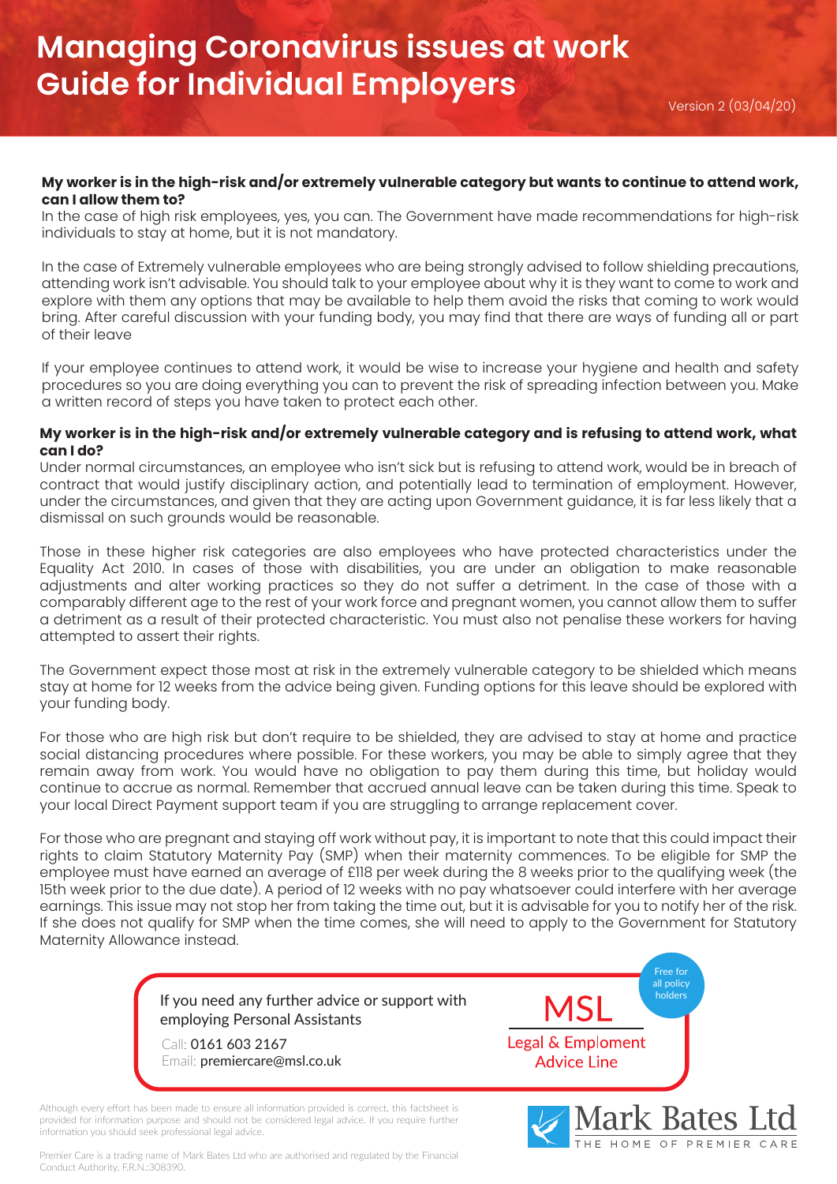# Managing Coronavirus issues at work
# Guide for Individual Employers

Version 2 (03/04/20)

**My worker is in the high-risk and/or extremely vulnerable category but wants to continue to attend work, can I allow them to?**

In the case of high risk employees, yes, you can. The Government have made recommendations for high-risk individuals to stay at home, but it is not mandatory.

In the case of Extremely vulnerable employees who are being strongly advised to follow shielding precautions, attending work isn't advisable. You should talk to your employee about why it is they want to come to work and explore with them any options that may be available to help them avoid the risks that coming to work would bring. After careful discussion with your funding body, you may find that there are ways of funding all or part of their leave

If your employee continues to attend work, it would be wise to increase your hygiene and health and safety procedures so you are doing everything you can to prevent the risk of spreading infection between you. Make a written record of steps you have taken to protect each other.

**My worker is in the high-risk and/or extremely vulnerable category and is refusing to attend work, what can I do?**

Under normal circumstances, an employee who isn't sick but is refusing to attend work, would be in breach of contract that would justify disciplinary action, and potentially lead to termination of employment. However, under the circumstances, and given that they are acting upon Government guidance, it is far less likely that a dismissal on such grounds would be reasonable.

Those in these higher risk categories are also employees who have protected characteristics under the Equality Act 2010. In cases of those with disabilities, you are under an obligation to make reasonable adjustments and alter working practices so they do not suffer a detriment. In the case of those with a comparably different age to the rest of your work force and pregnant women, you cannot allow them to suffer a detriment as a result of their protected characteristic. You must also not penalise these workers for having attempted to assert their rights.

The Government expect those most at risk in the extremely vulnerable category to be shielded which means stay at home for 12 weeks from the advice being given. Funding options for this leave should be explored with your funding body.

For those who are high risk but don't require to be shielded, they are advised to stay at home and practice social distancing procedures where possible. For these workers, you may be able to simply agree that they remain away from work. You would have no obligation to pay them during this time, but holiday would continue to accrue as normal. Remember that accrued annual leave can be taken during this time. Speak to your local Direct Payment support team if you are struggling to arrange replacement cover.

For those who are pregnant and staying off work without pay, it is important to note that this could impact their rights to claim Statutory Maternity Pay (SMP) when their maternity commences. To be eligible for SMP the employee must have earned an average of £118 per week during the 8 weeks prior to the qualifying week (the 15th week prior to the due date). A period of 12 weeks with no pay whatsoever could interfere with her average earnings. This issue may not stop her from taking the time out, but it is advisable for you to notify her of the risk. If she does not qualify for SMP when the time comes, she will need to apply to the Government for Statutory Maternity Allowance instead.

If you need any further advice or support with employing Personal Assistants

Call: 0161 603 2167
Email: premiercare@msl.co.uk

MSL Legal & Emploment Advice Line — Free for all policy holders

Although every effort has been made to ensure all information provided is correct, this factsheet is provided for information purpose and should not be considered legal advice. If you require further information you should seek professional legal advice.

Premier Care is a trading name of Mark Bates Ltd who are authorised and regulated by the Financial Conduct Authority. F.R.N.:308390.

Mark Bates Ltd — THE HOME OF PREMIER CARE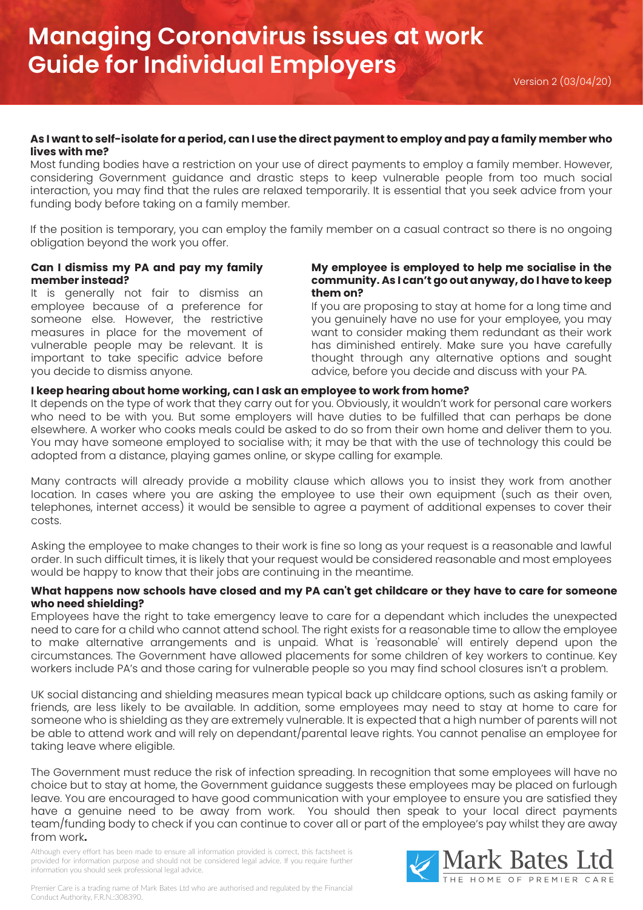# Managing Coronavirus issues at work
# Guide for Individual Employers

Version 2 (03/04/20)

**As I want to self-isolate for a period, can I use the direct payment to employ and pay a family member who lives with me?**

Most funding bodies have a restriction on your use of direct payments to employ a family member. However, considering Government guidance and drastic steps to keep vulnerable people from too much social interaction, you may find that the rules are relaxed temporarily. It is essential that you seek advice from your funding body before taking on a family member.

If the position is temporary, you can employ the family member on a casual contract so there is no ongoing obligation beyond the work you offer.

**Can I dismiss my PA and pay my family member instead?**

It is generally not fair to dismiss an employee because of a preference for someone else. However, the restrictive measures in place for the movement of vulnerable people may be relevant. It is important to take specific advice before you decide to dismiss anyone.

**My employee is employed to help me socialise in the community. As I can't go out anyway, do I have to keep them on?**

If you are proposing to stay at home for a long time and you genuinely have no use for your employee, you may want to consider making them redundant as their work has diminished entirely. Make sure you have carefully thought through any alternative options and sought advice, before you decide and discuss with your PA.

**I keep hearing about home working, can I ask an employee to work from home?**

It depends on the type of work that they carry out for you. Obviously, it wouldn't work for personal care workers who need to be with you. But some employers will have duties to be fulfilled that can perhaps be done elsewhere. A worker who cooks meals could be asked to do so from their own home and deliver them to you. You may have someone employed to socialise with; it may be that with the use of technology this could be adopted from a distance, playing games online, or skype calling for example.

Many contracts will already provide a mobility clause which allows you to insist they work from another location. In cases where you are asking the employee to use their own equipment (such as their oven, telephones, internet access) it would be sensible to agree a payment of additional expenses to cover their costs.

Asking the employee to make changes to their work is fine so long as your request is a reasonable and lawful order. In such difficult times, it is likely that your request would be considered reasonable and most employees would be happy to know that their jobs are continuing in the meantime.

**What happens now schools have closed and my PA can't get childcare or they have to care for someone who need shielding?**

Employees have the right to take emergency leave to care for a dependant which includes the unexpected need to care for a child who cannot attend school. The right exists for a reasonable time to allow the employee to make alternative arrangements and is unpaid. What is 'reasonable' will entirely depend upon the circumstances. The Government have allowed placements for some children of key workers to continue. Key workers include PA's and those caring for vulnerable people so you may find school closures isn't a problem.

UK social distancing and shielding measures mean typical back up childcare options, such as asking family or friends, are less likely to be available. In addition, some employees may need to stay at home to care for someone who is shielding as they are extremely vulnerable. It is expected that a high number of parents will not be able to attend work and will rely on dependant/parental leave rights. You cannot penalise an employee for taking leave where eligible.

The Government must reduce the risk of infection spreading. In recognition that some employees will have no choice but to stay at home, the Government guidance suggests these employees may be placed on furlough leave. You are encouraged to have good communication with your employee to ensure you are satisfied they have a genuine need to be away from work. You should then speak to your local direct payments team/funding body to check if you can continue to cover all or part of the employee's pay whilst they are away from work**.**

Although every effort has been made to ensure all information provided is correct, this factsheet is provided for information purpose and should not be considered legal advice. If you require further information you should seek professional legal advice.

Premier Care is a trading name of Mark Bates Ltd who are authorised and regulated by the Financial Conduct Authority. F.R.N.:308390.

Mark Bates Ltd
THE HOME OF PREMIER CARE